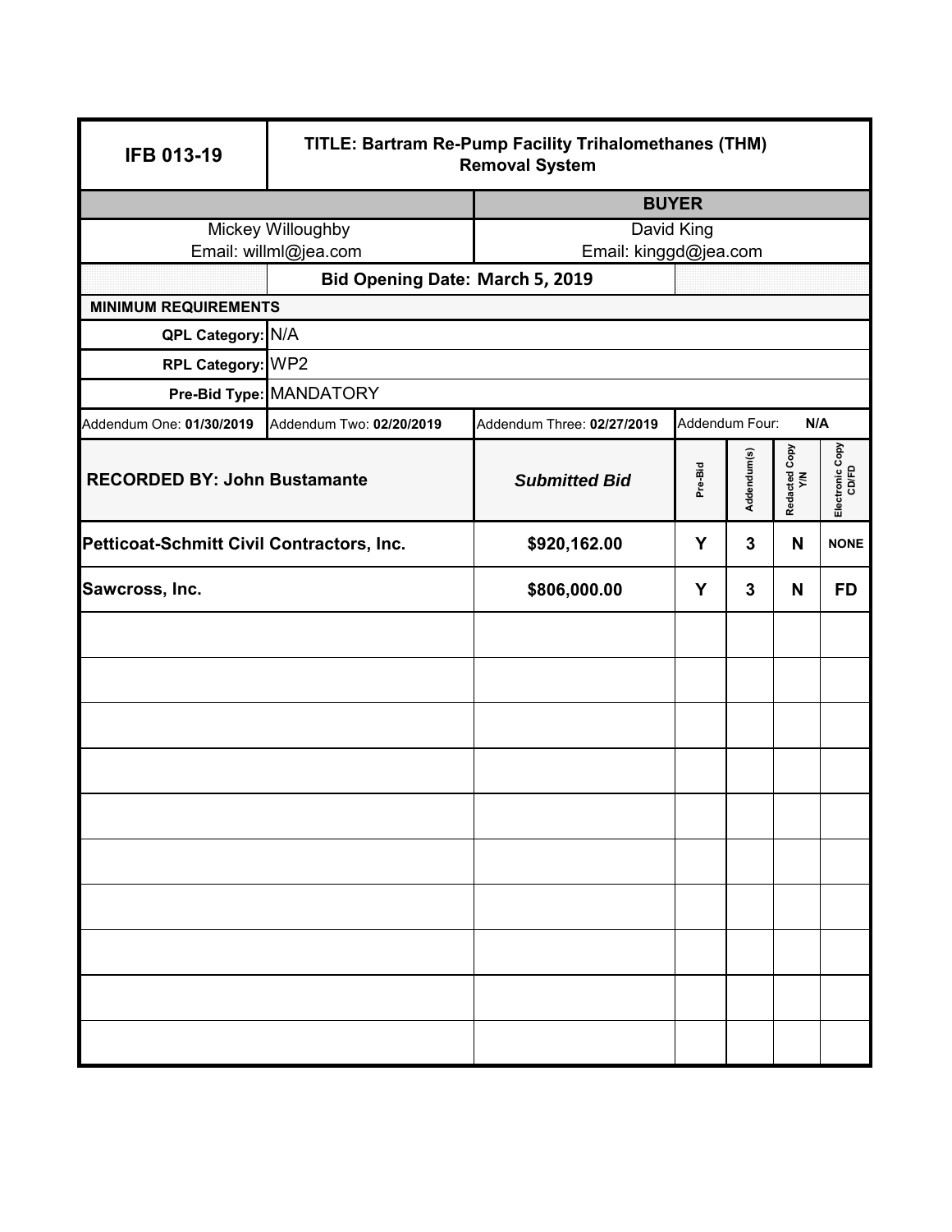| IFB 013-19 | TITLE: Bartram Re-Pump Facility Trihalomethanes (THM) Removal System | | | | | |
|---|---|---|---|---|---|---|
| | | **BUYER** | | | | |
| Mickey Willoughby<br>Email: willml@jea.com | | David King<br>Email: kinggd@jea.com | | | | |
| | **Bid Opening Date: March 5, 2019** | | | | | |
| **MINIMUM REQUIREMENTS** | | | | | | |
| **QPL Category:** | N/A | | | | | |
| **RPL Category:** | WP2 | | | | | |
| **Pre-Bid Type:** | MANDATORY | | | | | |
| Addendum One: **01/30/2019** | Addendum Two: **02/20/2019** | Addendum Three: **02/27/2019** | Addendum Four: **N/A** | | | |

| **RECORDED BY: John Bustamante** | ***Submitted Bid*** | **Pre-Bid** | **Addendum(s)** | **Redacted Copy Y/N** | **Electronic Copy CD/FD** |
|---|---|---|---|---|---|
| **Petticoat-Schmitt Civil Contractors, Inc.** | **$920,162.00** | **Y** | **3** | **N** | **NONE** |
| **Sawcross, Inc.** | **$806,000.00** | **Y** | **3** | **N** | **FD** |
| | | | | | |
| | | | | | |
| | | | | | |
| | | | | | |
| | | | | | |
| | | | | | |
| | | | | | |
| | | | | | |
| | | | | | |
| | | | | | |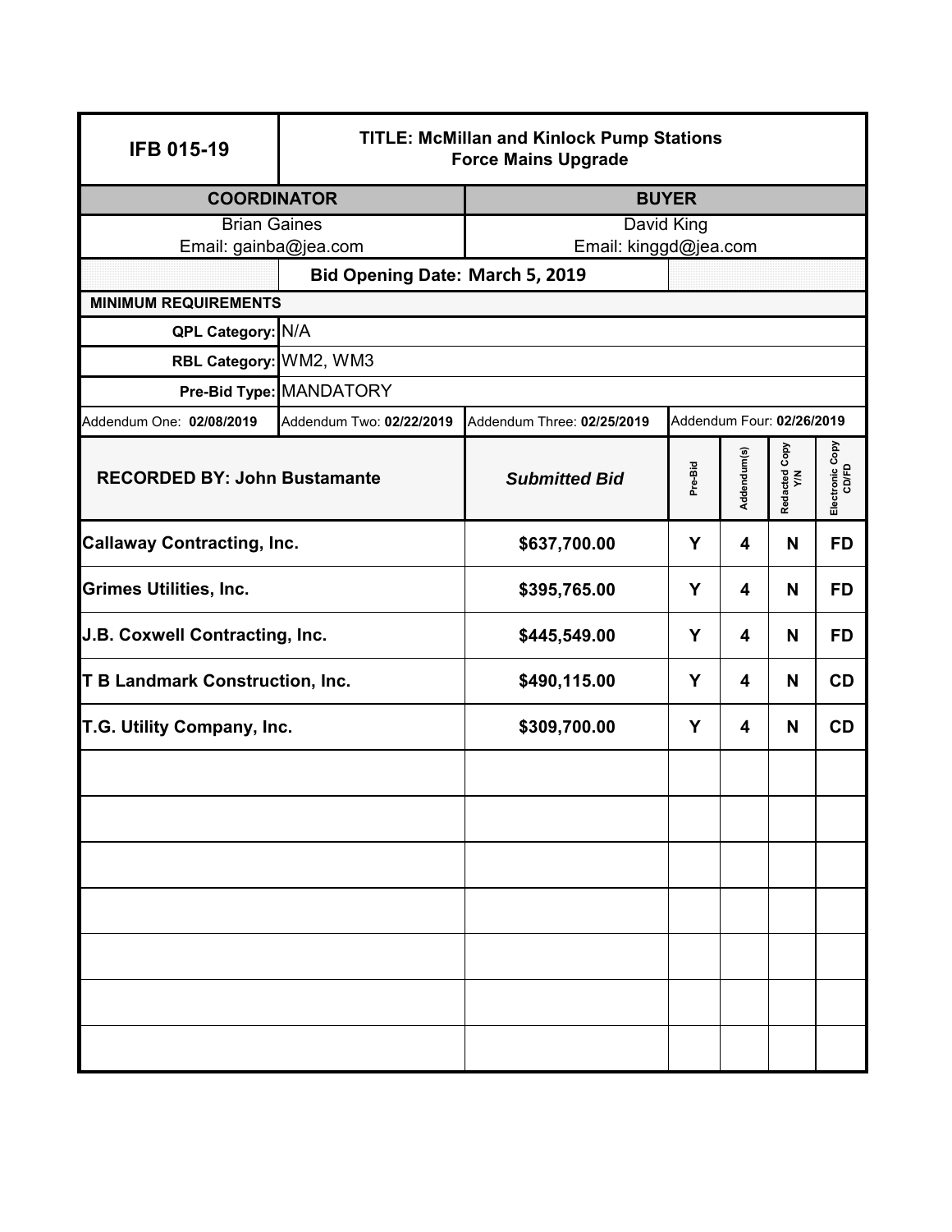| IFB 015-19 | TITLE: McMillan and Kinlock Pump Stations Force Mains Upgrade | | | | | |
|---|---|---|---|---|---|---|
| **COORDINATOR** | | **BUYER** | | | | |
| Brian Gaines<br>Email: gainba@jea.com | | David King<br>Email: kinggd@jea.com | | | | |
| Bid Opening Date: March 5, 2019 | | | | | | |
| **MINIMUM REQUIREMENTS** | | | | | | |
| **QPL Category:** N/A | | | | | | |
| **RBL Category:** WM2, WM3 | | | | | | |
| **Pre-Bid Type:** MANDATORY | | | | | | |
| Addendum One: **02/08/2019** | Addendum Two: **02/22/2019** | Addendum Three: **02/25/2019** | Addendum Four: **02/26/2019** | | | |

| RECORDED BY: John Bustamante | *Submitted Bid* | Pre-Bid | Addendum(s) | Redacted Copy Y/N | Electronic Copy CD/FD |
|---|---|---|---|---|---|
| **Callaway Contracting, Inc.** | **$637,700.00** | **Y** | **4** | **N** | **FD** |
| **Grimes Utilities, Inc.** | **$395,765.00** | **Y** | **4** | **N** | **FD** |
| **J.B. Coxwell Contracting, Inc.** | **$445,549.00** | **Y** | **4** | **N** | **FD** |
| **T B Landmark Construction, Inc.** | **$490,115.00** | **Y** | **4** | **N** | **CD** |
| **T.G. Utility Company, Inc.** | **$309,700.00** | **Y** | **4** | **N** | **CD** |
| | | | | | |
| | | | | | |
| | | | | | |
| | | | | | |
| | | | | | |
| | | | | | |
| | | | | | |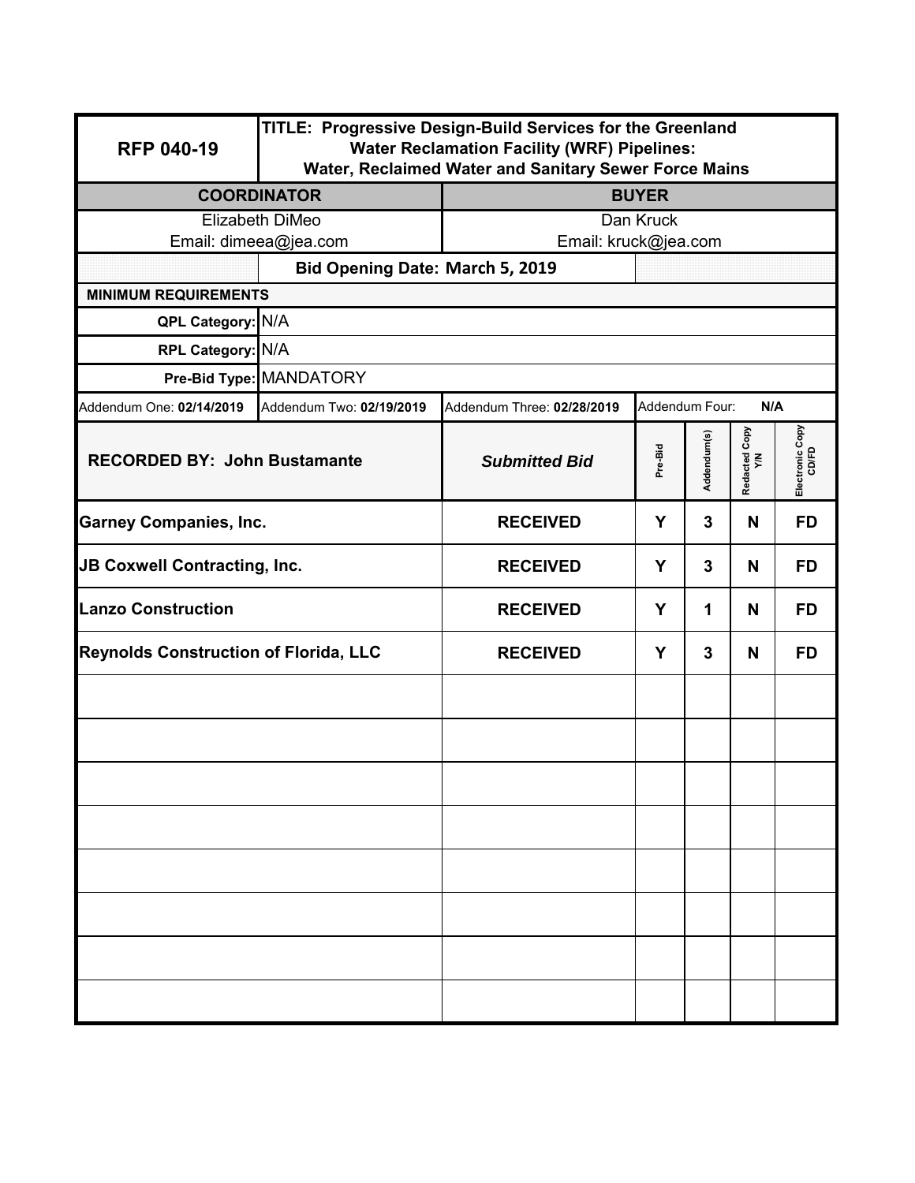| RFP 040-19 | TITLE: Progressive Design-Build Services for the Greenland Water Reclamation Facility (WRF) Pipelines: Water, Reclaimed Water and Sanitary Sewer Force Mains | | | | | |
|---|---|---|---|---|---|---|
| **COORDINATOR** | | **BUYER** | | | | |
| Elizabeth DiMeo Email: dimeea@jea.com | | Dan Kruck Email: kruck@jea.com | | | | |
| | **Bid Opening Date: March 5, 2019** | | | | | |
| **MINIMUM REQUIREMENTS** | | | | | | |
| **QPL Category:** | N/A | | | | | |
| **RPL Category:** | N/A | | | | | |
| **Pre-Bid Type:** | MANDATORY | | | | | |
| Addendum One: **02/14/2019** | Addendum Two: **02/19/2019** | Addendum Three: **02/28/2019** | Addendum Four: **N/A** | | | |
| **RECORDED BY: John Bustamante** | | ***Submitted Bid*** | **Pre-Bid** | **Addendum(s)** | **Redacted Copy Y/N** | **Electronic Copy CD/FD** |
| **Garney Companies, Inc.** | | **RECEIVED** | **Y** | **3** | **N** | **FD** |
| **JB Coxwell Contracting, Inc.** | | **RECEIVED** | **Y** | **3** | **N** | **FD** |
| **Lanzo Construction** | | **RECEIVED** | **Y** | **1** | **N** | **FD** |
| **Reynolds Construction of Florida, LLC** | | **RECEIVED** | **Y** | **3** | **N** | **FD** |
| | | | | | | |
| | | | | | | |
| | | | | | | |
| | | | | | | |
| | | | | | | |
| | | | | | | |
| | | | | | | |
| | | | | | | |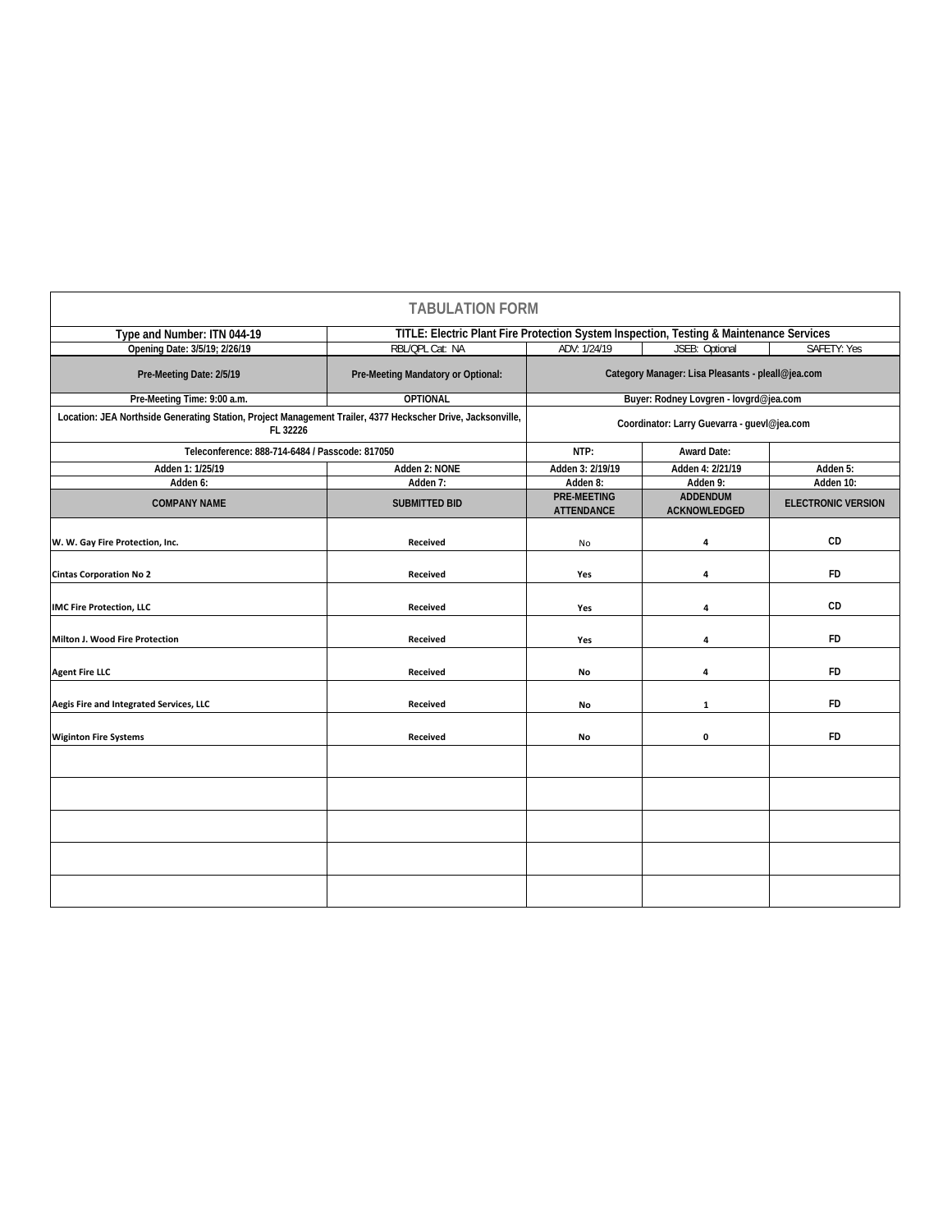# TABULATION FORM

| Type and Number: ITN 044-19 | TITLE: Electric Plant Fire Protection System Inspection, Testing & Maintenance Services | | | |
|---|---|---|---|---|
| Opening Date: 3/5/19; 2/26/19 | RBL/QPL Cat: NA | ADV: 1/24/19 | JSEB: Optional | SAFETY: Yes |
| Pre-Meeting Date: 2/5/19 | Pre-Meeting Mandatory or Optional: | Category Manager: Lisa Pleasants - pleall@jea.com | | |
| Pre-Meeting Time: 9:00 a.m. | OPTIONAL | Buyer: Rodney Lovgren - lovgrd@jea.com | | |
| Location: JEA Northside Generating Station, Project Management Trailer, 4377 Heckscher Drive, Jacksonville, FL 32226 | | Coordinator: Larry Guevarra - guevl@jea.com | | |
| Teleconference: 888-714-6484 / Passcode: 817050 | | NTP: | Award Date: | |
| Adden 1: 1/25/19 | Adden 2: NONE | Adden 3: 2/19/19 | Adden 4: 2/21/19 | Adden 5: |
| Adden 6: | Adden 7: | Adden 8: | Adden 9: | Adden 10: |
| **COMPANY NAME** | **SUBMITTED BID** | **PRE-MEETING ATTENDANCE** | **ADDENDUM ACKNOWLEDGED** | **ELECTRONIC VERSION** |
| W. W. Gay Fire Protection, Inc. | Received | No | 4 | CD |
| Cintas Corporation No 2 | Received | Yes | 4 | FD |
| IMC Fire Protection, LLC | Received | Yes | 4 | CD |
| Milton J. Wood Fire Protection | Received | Yes | 4 | FD |
| Agent Fire LLC | Received | No | 4 | FD |
| Aegis Fire and Integrated Services, LLC | Received | No | 1 | FD |
| Wiginton Fire Systems | Received | No | 0 | FD |
| | | | | |
| | | | | |
| | | | | |
| | | | | |
| | | | | |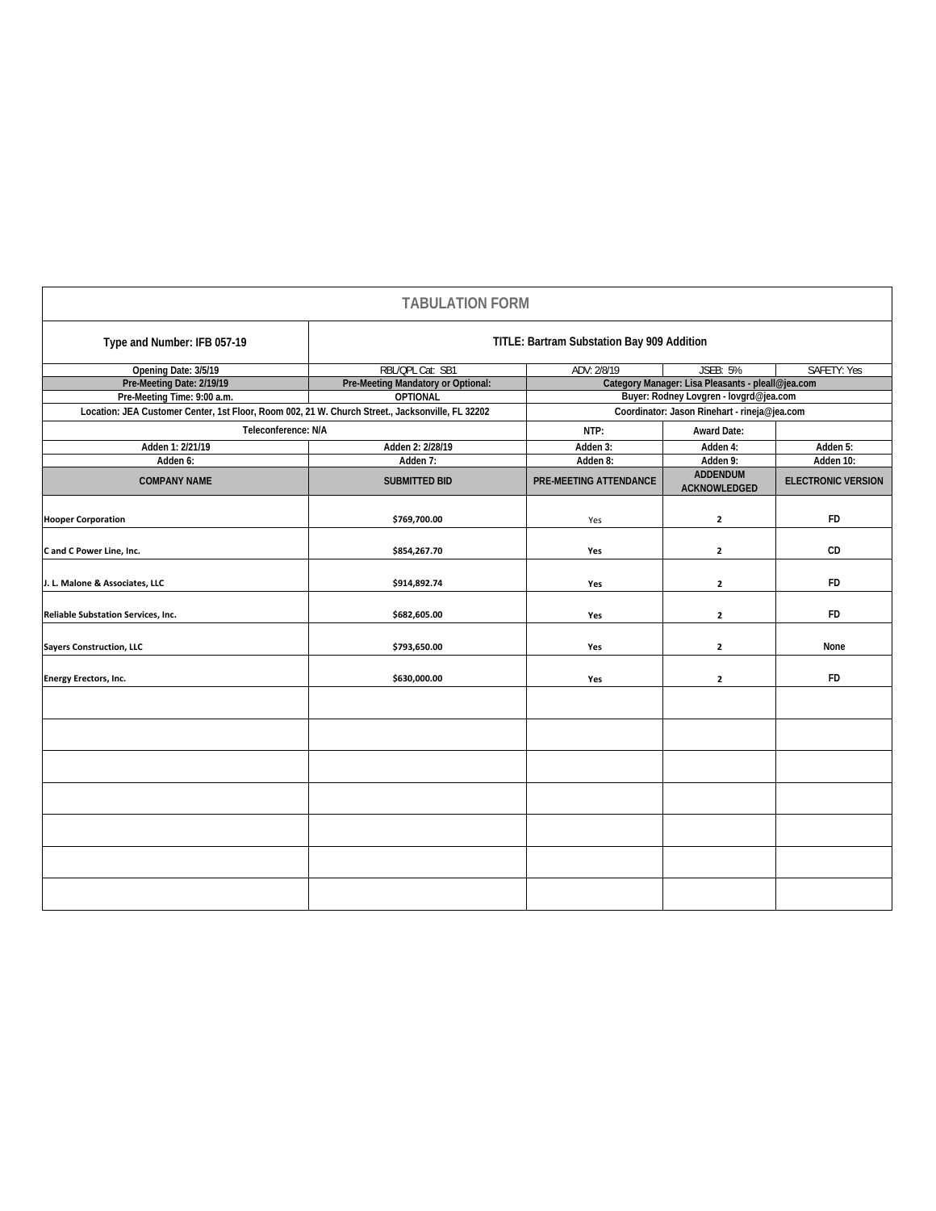# TABULATION FORM

| Type and Number: IFB 057-19 | TITLE: Bartram Substation Bay 909 Addition | | | |
|---|---|---|---|---|
| Opening Date: 3/5/19 | RBL/QPL Cat: SB1 | ADV: 2/8/19 | JSEB: 5% | SAFETY: Yes |
| Pre-Meeting Date: 2/19/19 | Pre-Meeting Mandatory or Optional: | Category Manager: Lisa Pleasants - pleall@jea.com | | |
| Pre-Meeting Time: 9:00 a.m. | OPTIONAL | Buyer: Rodney Lovgren - lovgrd@jea.com | | |
| Location: JEA Customer Center, 1st Floor, Room 002, 21 W. Church Street., Jacksonville, FL 32202 | | Coordinator: Jason Rinehart - rineja@jea.com | | |
| Teleconference: N/A | | NTP: | Award Date: | |
| Adden 1: 2/21/19 | Adden 2: 2/28/19 | Adden 3: | Adden 4: | Adden 5: |
| Adden 6: | Adden 7: | Adden 8: | Adden 9: | Adden 10: |
| **COMPANY NAME** | **SUBMITTED BID** | **PRE-MEETING ATTENDANCE** | **ADDENDUM ACKNOWLEDGED** | **ELECTRONIC VERSION** |
| Hooper Corporation | $769,700.00 | Yes | 2 | FD |
| C and C Power Line, Inc. | $854,267.70 | Yes | 2 | CD |
| J. L. Malone & Associates, LLC | $914,892.74 | Yes | 2 | FD |
| Reliable Substation Services, Inc. | $682,605.00 | Yes | 2 | FD |
| Sayers Construction, LLC | $793,650.00 | Yes | 2 | None |
| Energy Erectors, Inc. | $630,000.00 | Yes | 2 | FD |
| | | | | |
| | | | | |
| | | | | |
| | | | | |
| | | | | |
| | | | | |
| | | | | |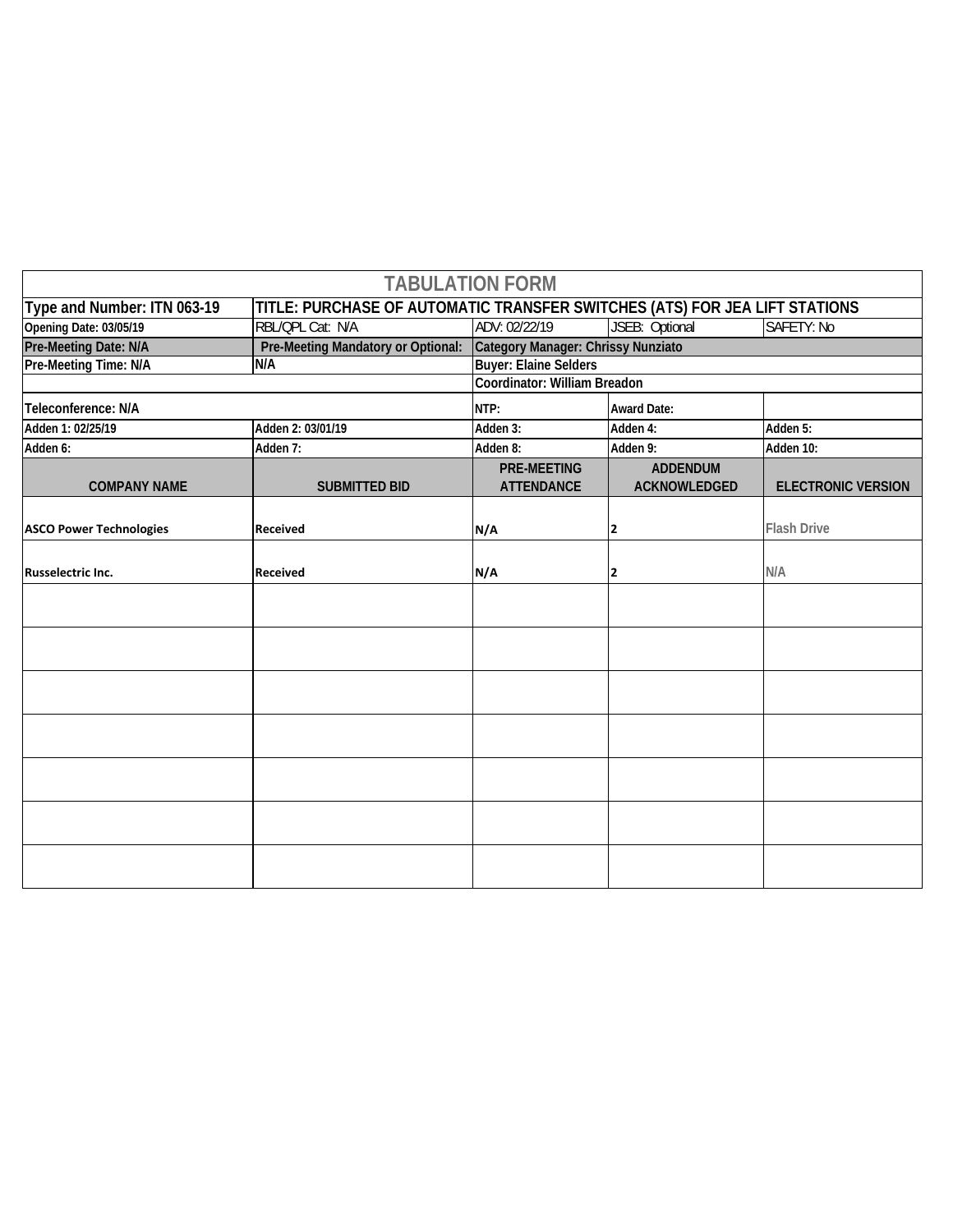# TABULATION FORM

| | | | | |
|---|---|---|---|---|
| Type and Number: ITN 063-19 | TITLE: PURCHASE OF AUTOMATIC TRANSFER SWITCHES (ATS) FOR JEA LIFT STATIONS | | | |
| Opening Date: 03/05/19 | RBL/QPL Cat: N/A | ADV: 02/22/19 | JSEB: Optional | SAFETY: No |
| Pre-Meeting Date: N/A | Pre-Meeting Mandatory or Optional: | Category Manager: Chrissy Nunziato | | |
| Pre-Meeting Time: N/A | N/A | Buyer: Elaine Selders | | |
| | | Coordinator: William Breadon | | |
| Teleconference: N/A | | NTP: | Award Date: | |
| Adden 1: 02/25/19 | Adden 2: 03/01/19 | Adden 3: | Adden 4: | Adden 5: |
| Adden 6: | Adden 7: | Adden 8: | Adden 9: | Adden 10: |
| **COMPANY NAME** | **SUBMITTED BID** | **PRE-MEETING ATTENDANCE** | **ADDENDUM ACKNOWLEDGED** | **ELECTRONIC VERSION** |
| ASCO Power Technologies | Received | N/A | 2 | Flash Drive |
| Russelectric Inc. | Received | N/A | 2 | N/A |
| | | | | |
| | | | | |
| | | | | |
| | | | | |
| | | | | |
| | | | | |
| | | | | |